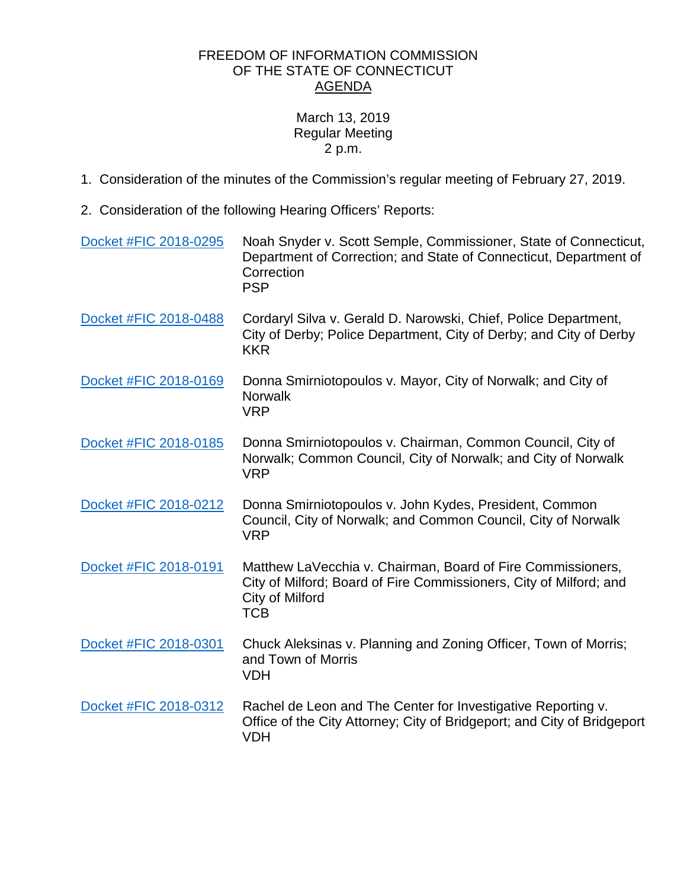FREEDOM OF INFORMATION COMMISSION
OF THE STATE OF CONNECTICUT
AGENDA

March 13, 2019
Regular Meeting
2 p.m.

1. Consideration of the minutes of the Commission's regular meeting of February 27, 2019.

2. Consideration of the following Hearing Officers' Reports:

| | |
|---|---|
| Docket #FIC 2018-0295 | Noah Snyder v. Scott Semple, Commissioner, State of Connecticut, Department of Correction; and State of Connecticut, Department of Correction<br>PSP |
| Docket #FIC 2018-0488 | Cordaryl Silva v. Gerald D. Narowski, Chief, Police Department, City of Derby; Police Department, City of Derby; and City of Derby<br>KKR |
| Docket #FIC 2018-0169 | Donna Smirniotopoulos v. Mayor, City of Norwalk; and City of Norwalk<br>VRP |
| Docket #FIC 2018-0185 | Donna Smirniotopoulos v. Chairman, Common Council, City of Norwalk; Common Council, City of Norwalk; and City of Norwalk<br>VRP |
| Docket #FIC 2018-0212 | Donna Smirniotopoulos v. John Kydes, President, Common Council, City of Norwalk; and Common Council, City of Norwalk<br>VRP |
| Docket #FIC 2018-0191 | Matthew LaVecchia v. Chairman, Board of Fire Commissioners, City of Milford; Board of Fire Commissioners, City of Milford; and City of Milford<br>TCB |
| Docket #FIC 2018-0301 | Chuck Aleksinas v. Planning and Zoning Officer, Town of Morris; and Town of Morris<br>VDH |
| Docket #FIC 2018-0312 | Rachel de Leon and The Center for Investigative Reporting v. Office of the City Attorney; City of Bridgeport; and City of Bridgeport<br>VDH |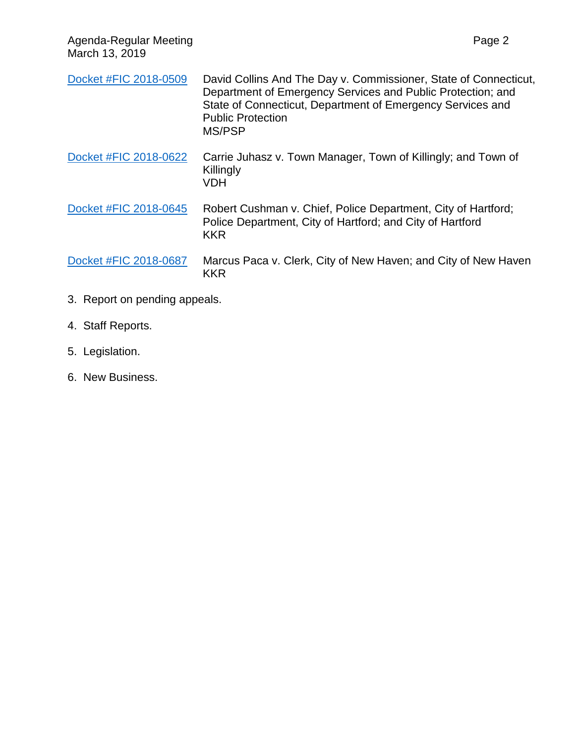| | |
|---|---|
| Docket #FIC 2018-0509 | David Collins And The Day v. Commissioner, State of Connecticut, Department of Emergency Services and Public Protection; and State of Connecticut, Department of Emergency Services and Public Protection<br>MS/PSP |
| Docket #FIC 2018-0622 | Carrie Juhasz v. Town Manager, Town of Killingly; and Town of Killingly<br>VDH |
| Docket #FIC 2018-0645 | Robert Cushman v. Chief, Police Department, City of Hartford; Police Department, City of Hartford; and City of Hartford<br>KKR |
| Docket #FIC 2018-0687 | Marcus Paca v. Clerk, City of New Haven; and City of New Haven<br>KKR |

3. Report on pending appeals.
4. Staff Reports.
5. Legislation.
6. New Business.